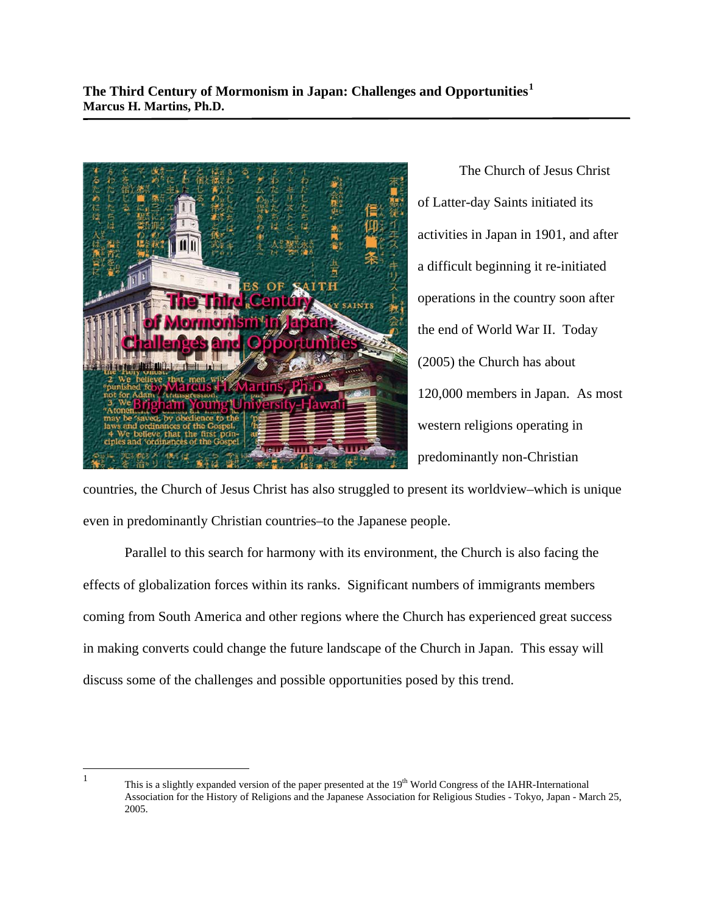**The Third Century of Mormonism in Japan: Challenges and Opportunities**[1]
**Marcus H. Martins, Ph.D.**

The Church of Jesus Christ of Latter-day Saints initiated its activities in Japan in 1901, and after a difficult beginning it re-initiated operations in the country soon after the end of World War II. Today (2005) the Church has about 120,000 members in Japan. As most western religions operating in predominantly non-Christian countries, the Church of Jesus Christ has also struggled to present its worldview–which is unique even in predominantly Christian countries–to the Japanese people.

Parallel to this search for harmony with its environment, the Church is also facing the effects of globalization forces within its ranks. Significant numbers of immigrants members coming from South America and other regions where the Church has experienced great success in making converts could change the future landscape of the Church in Japan. This essay will discuss some of the challenges and possible opportunities posed by this trend.

---

[1] This is a slightly expanded version of the paper presented at the 19th World Congress of the IAHR-International Association for the History of Religions and the Japanese Association for Religious Studies - Tokyo, Japan - March 25, 2005.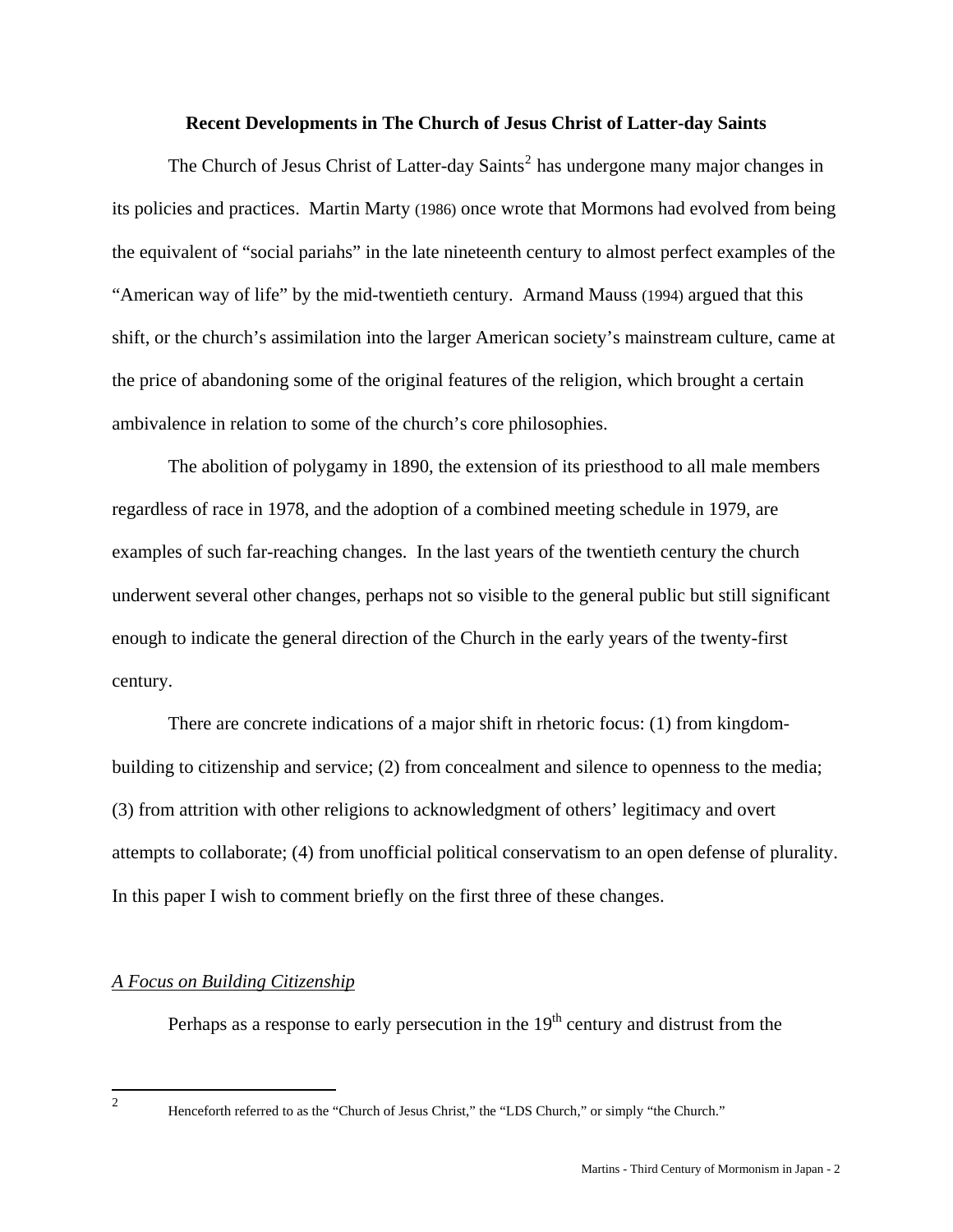## Recent Developments in The Church of Jesus Christ of Latter-day Saints

The Church of Jesus Christ of Latter-day Saints[2] has undergone many major changes in its policies and practices. Martin Marty (1986) once wrote that Mormons had evolved from being the equivalent of "social pariahs" in the late nineteenth century to almost perfect examples of the "American way of life" by the mid-twentieth century. Armand Mauss (1994) argued that this shift, or the church's assimilation into the larger American society's mainstream culture, came at the price of abandoning some of the original features of the religion, which brought a certain ambivalence in relation to some of the church's core philosophies.

The abolition of polygamy in 1890, the extension of its priesthood to all male members regardless of race in 1978, and the adoption of a combined meeting schedule in 1979, are examples of such far-reaching changes. In the last years of the twentieth century the church underwent several other changes, perhaps not so visible to the general public but still significant enough to indicate the general direction of the Church in the early years of the twenty-first century.

There are concrete indications of a major shift in rhetoric focus: (1) from kingdom-building to citizenship and service; (2) from concealment and silence to openness to the media; (3) from attrition with other religions to acknowledgment of others' legitimacy and overt attempts to collaborate; (4) from unofficial political conservatism to an open defense of plurality. In this paper I wish to comment briefly on the first three of these changes.

### *A Focus on Building Citizenship*

Perhaps as a response to early persecution in the 19th century and distrust from the

[2] Henceforth referred to as the "Church of Jesus Christ," the "LDS Church," or simply "the Church."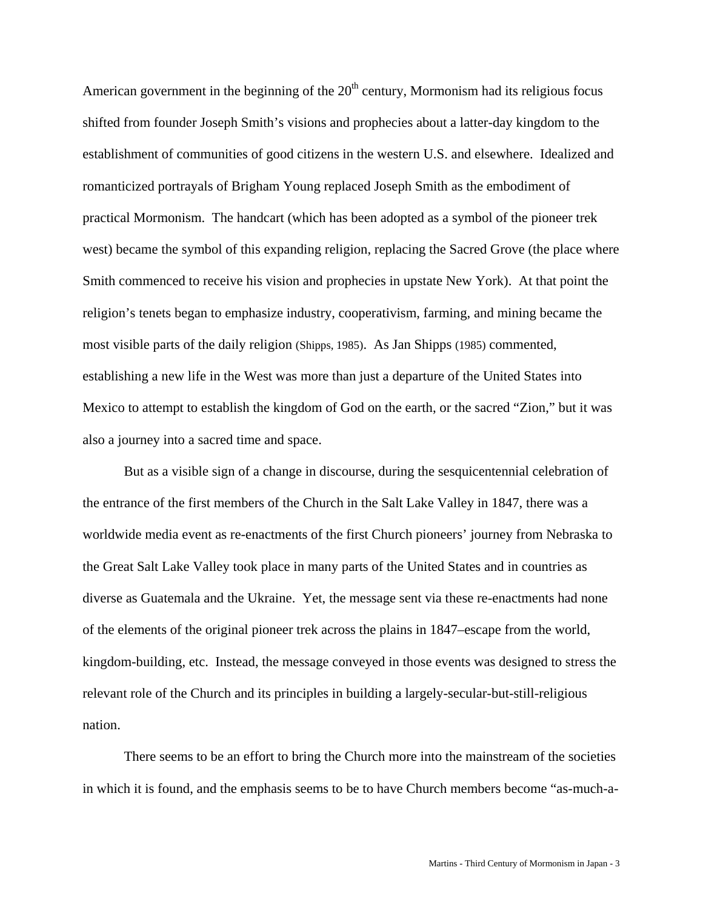American government in the beginning of the 20th century, Mormonism had its religious focus shifted from founder Joseph Smith's visions and prophecies about a latter-day kingdom to the establishment of communities of good citizens in the western U.S. and elsewhere. Idealized and romanticized portrayals of Brigham Young replaced Joseph Smith as the embodiment of practical Mormonism. The handcart (which has been adopted as a symbol of the pioneer trek west) became the symbol of this expanding religion, replacing the Sacred Grove (the place where Smith commenced to receive his vision and prophecies in upstate New York). At that point the religion's tenets began to emphasize industry, cooperativism, farming, and mining became the most visible parts of the daily religion (Shipps, 1985). As Jan Shipps (1985) commented, establishing a new life in the West was more than just a departure of the United States into Mexico to attempt to establish the kingdom of God on the earth, or the sacred "Zion," but it was also a journey into a sacred time and space.

But as a visible sign of a change in discourse, during the sesquicentennial celebration of the entrance of the first members of the Church in the Salt Lake Valley in 1847, there was a worldwide media event as re-enactments of the first Church pioneers' journey from Nebraska to the Great Salt Lake Valley took place in many parts of the United States and in countries as diverse as Guatemala and the Ukraine. Yet, the message sent via these re-enactments had none of the elements of the original pioneer trek across the plains in 1847–escape from the world, kingdom-building, etc. Instead, the message conveyed in those events was designed to stress the relevant role of the Church and its principles in building a largely-secular-but-still-religious nation.

There seems to be an effort to bring the Church more into the mainstream of the societies in which it is found, and the emphasis seems to be to have Church members become "as-much-a-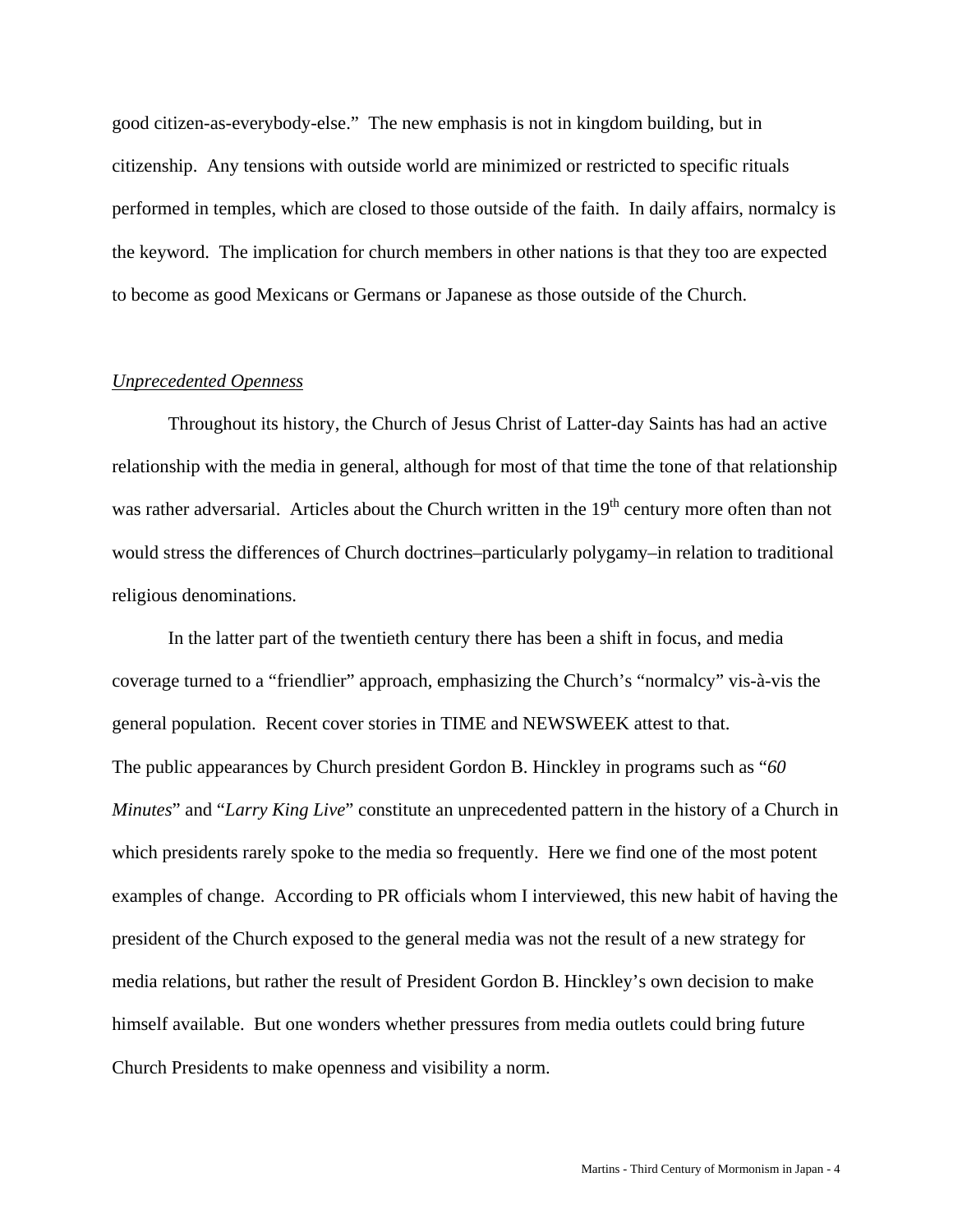good citizen-as-everybody-else." The new emphasis is not in kingdom building, but in citizenship. Any tensions with outside world are minimized or restricted to specific rituals performed in temples, which are closed to those outside of the faith. In daily affairs, normalcy is the keyword. The implication for church members in other nations is that they too are expected to become as good Mexicans or Germans or Japanese as those outside of the Church.

*Unprecedented Openness*

Throughout its history, the Church of Jesus Christ of Latter-day Saints has had an active relationship with the media in general, although for most of that time the tone of that relationship was rather adversarial. Articles about the Church written in the 19th century more often than not would stress the differences of Church doctrines–particularly polygamy–in relation to traditional religious denominations.

In the latter part of the twentieth century there has been a shift in focus, and media coverage turned to a "friendlier" approach, emphasizing the Church's "normalcy" vis-à-vis the general population. Recent cover stories in TIME and NEWSWEEK attest to that. The public appearances by Church president Gordon B. Hinckley in programs such as "*60 Minutes*" and "*Larry King Live*" constitute an unprecedented pattern in the history of a Church in which presidents rarely spoke to the media so frequently. Here we find one of the most potent examples of change. According to PR officials whom I interviewed, this new habit of having the president of the Church exposed to the general media was not the result of a new strategy for media relations, but rather the result of President Gordon B. Hinckley's own decision to make himself available. But one wonders whether pressures from media outlets could bring future Church Presidents to make openness and visibility a norm.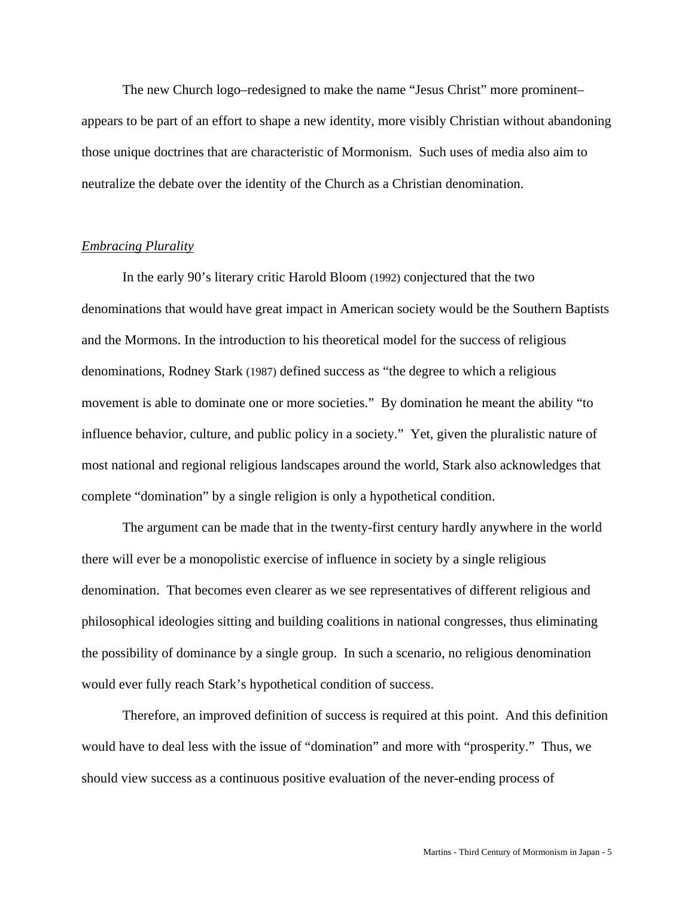The new Church logo–redesigned to make the name "Jesus Christ" more prominent–appears to be part of an effort to shape a new identity, more visibly Christian without abandoning those unique doctrines that are characteristic of Mormonism. Such uses of media also aim to neutralize the debate over the identity of the Church as a Christian denomination.

*Embracing Plurality*

In the early 90's literary critic Harold Bloom (1992) conjectured that the two denominations that would have great impact in American society would be the Southern Baptists and the Mormons. In the introduction to his theoretical model for the success of religious denominations, Rodney Stark (1987) defined success as "the degree to which a religious movement is able to dominate one or more societies." By domination he meant the ability "to influence behavior, culture, and public policy in a society." Yet, given the pluralistic nature of most national and regional religious landscapes around the world, Stark also acknowledges that complete "domination" by a single religion is only a hypothetical condition.

The argument can be made that in the twenty-first century hardly anywhere in the world there will ever be a monopolistic exercise of influence in society by a single religious denomination. That becomes even clearer as we see representatives of different religious and philosophical ideologies sitting and building coalitions in national congresses, thus eliminating the possibility of dominance by a single group. In such a scenario, no religious denomination would ever fully reach Stark's hypothetical condition of success.

Therefore, an improved definition of success is required at this point. And this definition would have to deal less with the issue of "domination" and more with "prosperity." Thus, we should view success as a continuous positive evaluation of the never-ending process of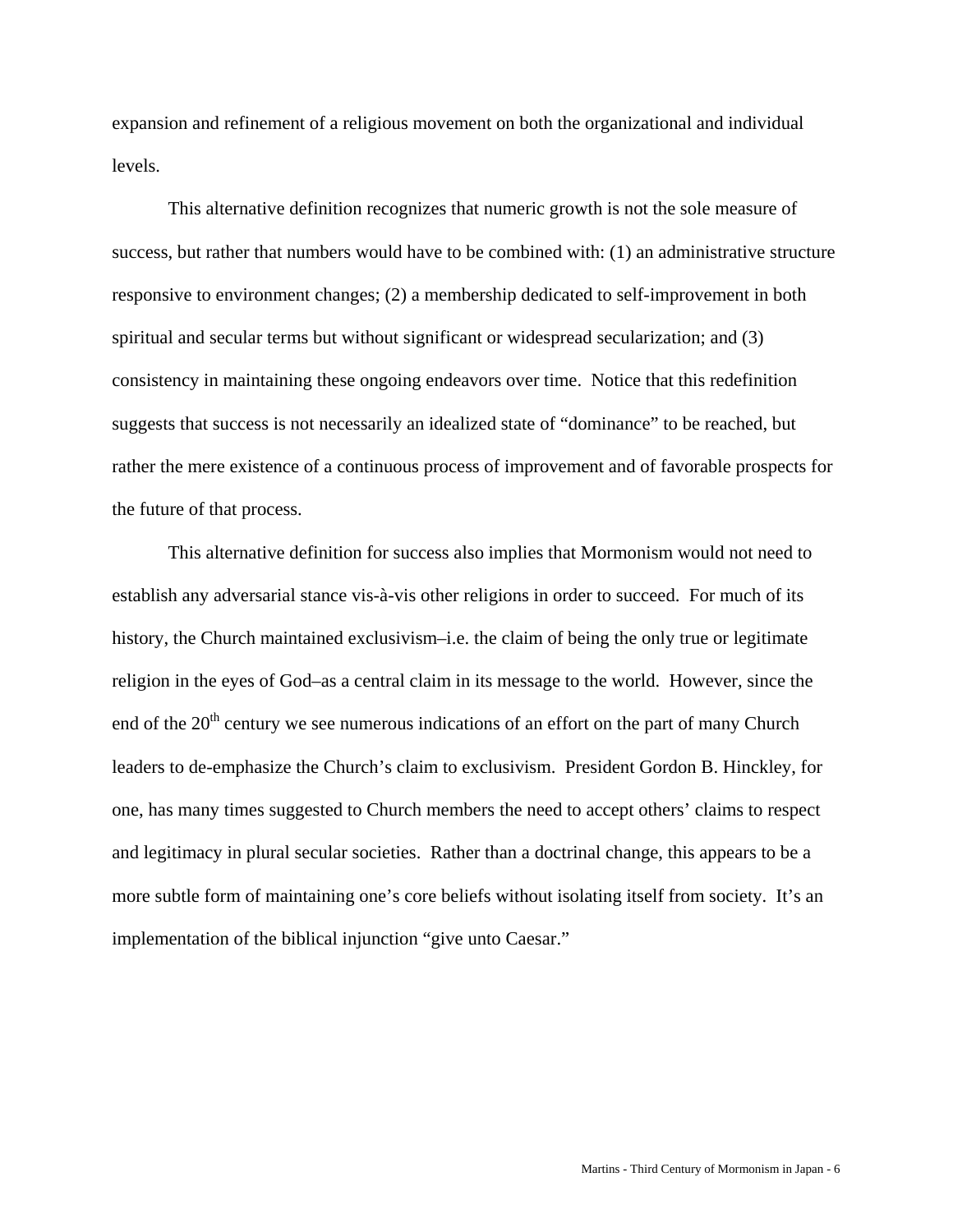expansion and refinement of a religious movement on both the organizational and individual levels.

This alternative definition recognizes that numeric growth is not the sole measure of success, but rather that numbers would have to be combined with: (1) an administrative structure responsive to environment changes; (2) a membership dedicated to self-improvement in both spiritual and secular terms but without significant or widespread secularization; and (3) consistency in maintaining these ongoing endeavors over time. Notice that this redefinition suggests that success is not necessarily an idealized state of "dominance" to be reached, but rather the mere existence of a continuous process of improvement and of favorable prospects for the future of that process.

This alternative definition for success also implies that Mormonism would not need to establish any adversarial stance vis-à-vis other religions in order to succeed. For much of its history, the Church maintained exclusivism–i.e. the claim of being the only true or legitimate religion in the eyes of God–as a central claim in its message to the world. However, since the end of the 20th century we see numerous indications of an effort on the part of many Church leaders to de-emphasize the Church's claim to exclusivism. President Gordon B. Hinckley, for one, has many times suggested to Church members the need to accept others' claims to respect and legitimacy in plural secular societies. Rather than a doctrinal change, this appears to be a more subtle form of maintaining one's core beliefs without isolating itself from society. It's an implementation of the biblical injunction "give unto Caesar."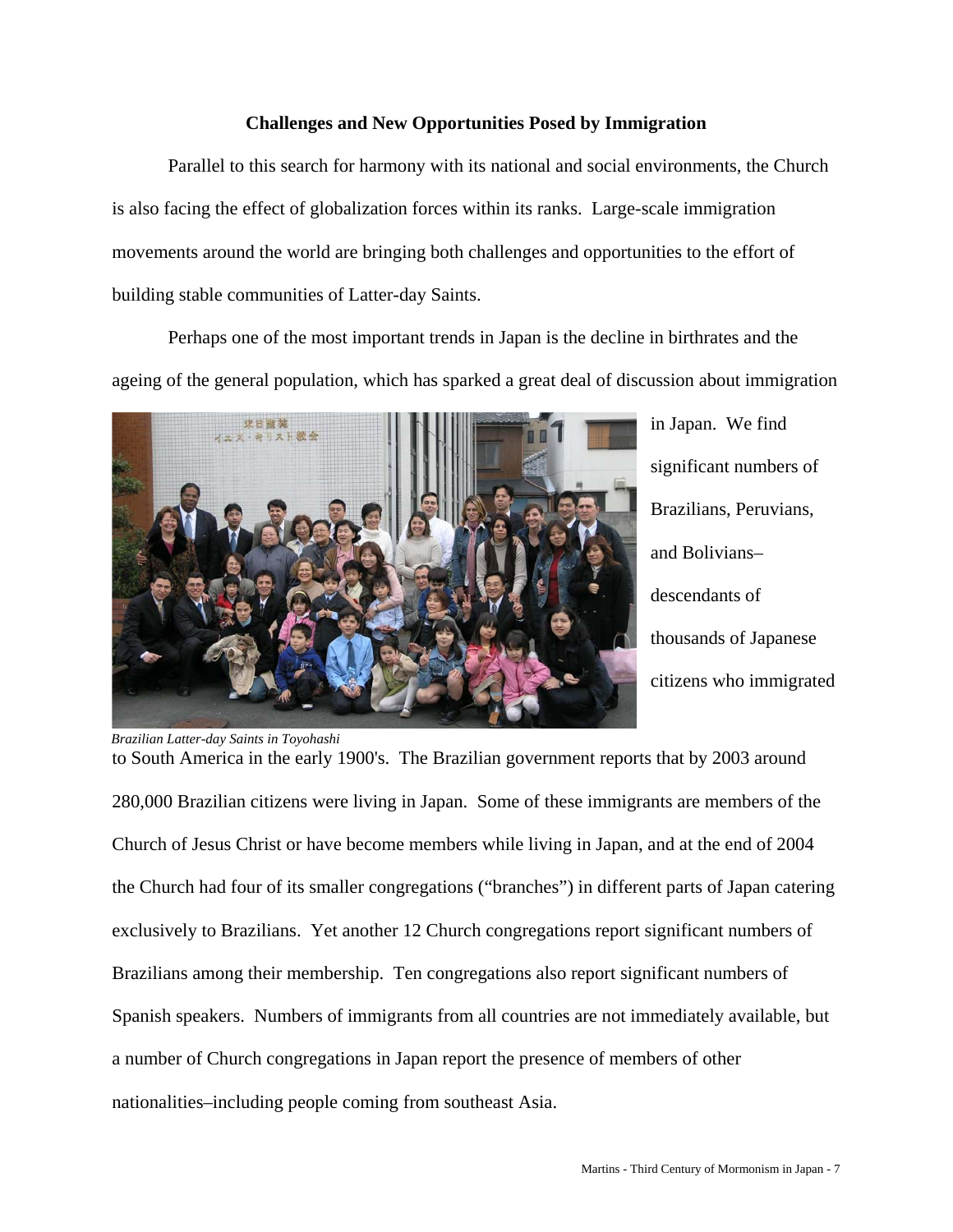## Challenges and New Opportunities Posed by Immigration

Parallel to this search for harmony with its national and social environments, the Church is also facing the effect of globalization forces within its ranks. Large-scale immigration movements around the world are bringing both challenges and opportunities to the effort of building stable communities of Latter-day Saints.

Perhaps one of the most important trends in Japan is the decline in birthrates and the ageing of the general population, which has sparked a great deal of discussion about immigration in Japan. We find significant numbers of Brazilians, Peruvians, and Bolivians–descendants of thousands of Japanese citizens who immigrated to South America in the early 1900's. The Brazilian government reports that by 2003 around 280,000 Brazilian citizens were living in Japan. Some of these immigrants are members of the Church of Jesus Christ or have become members while living in Japan, and at the end of 2004 the Church had four of its smaller congregations ("branches") in different parts of Japan catering exclusively to Brazilians. Yet another 12 Church congregations report significant numbers of Brazilians among their membership. Ten congregations also report significant numbers of Spanish speakers. Numbers of immigrants from all countries are not immediately available, but a number of Church congregations in Japan report the presence of members of other nationalities–including people coming from southeast Asia.

*Brazilian Latter-day Saints in Toyohashi*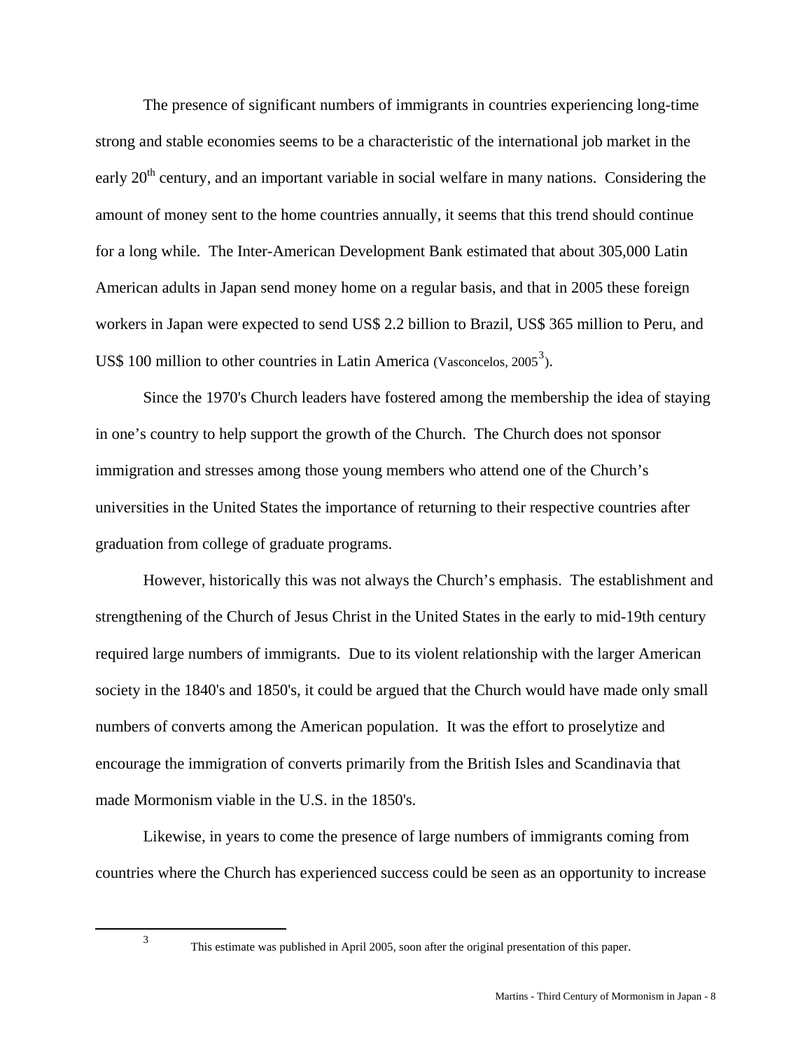The presence of significant numbers of immigrants in countries experiencing long-time strong and stable economies seems to be a characteristic of the international job market in the early 20th century, and an important variable in social welfare in many nations. Considering the amount of money sent to the home countries annually, it seems that this trend should continue for a long while. The Inter-American Development Bank estimated that about 305,000 Latin American adults in Japan send money home on a regular basis, and that in 2005 these foreign workers in Japan were expected to send US$ 2.2 billion to Brazil, US$ 365 million to Peru, and US$ 100 million to other countries in Latin America (Vasconcelos, 2005[3]).

Since the 1970's Church leaders have fostered among the membership the idea of staying in one's country to help support the growth of the Church. The Church does not sponsor immigration and stresses among those young members who attend one of the Church's universities in the United States the importance of returning to their respective countries after graduation from college of graduate programs.

However, historically this was not always the Church's emphasis. The establishment and strengthening of the Church of Jesus Christ in the United States in the early to mid-19th century required large numbers of immigrants. Due to its violent relationship with the larger American society in the 1840's and 1850's, it could be argued that the Church would have made only small numbers of converts among the American population. It was the effort to proselytize and encourage the immigration of converts primarily from the British Isles and Scandinavia that made Mormonism viable in the U.S. in the 1850's.

Likewise, in years to come the presence of large numbers of immigrants coming from countries where the Church has experienced success could be seen as an opportunity to increase

---

[3] This estimate was published in April 2005, soon after the original presentation of this paper.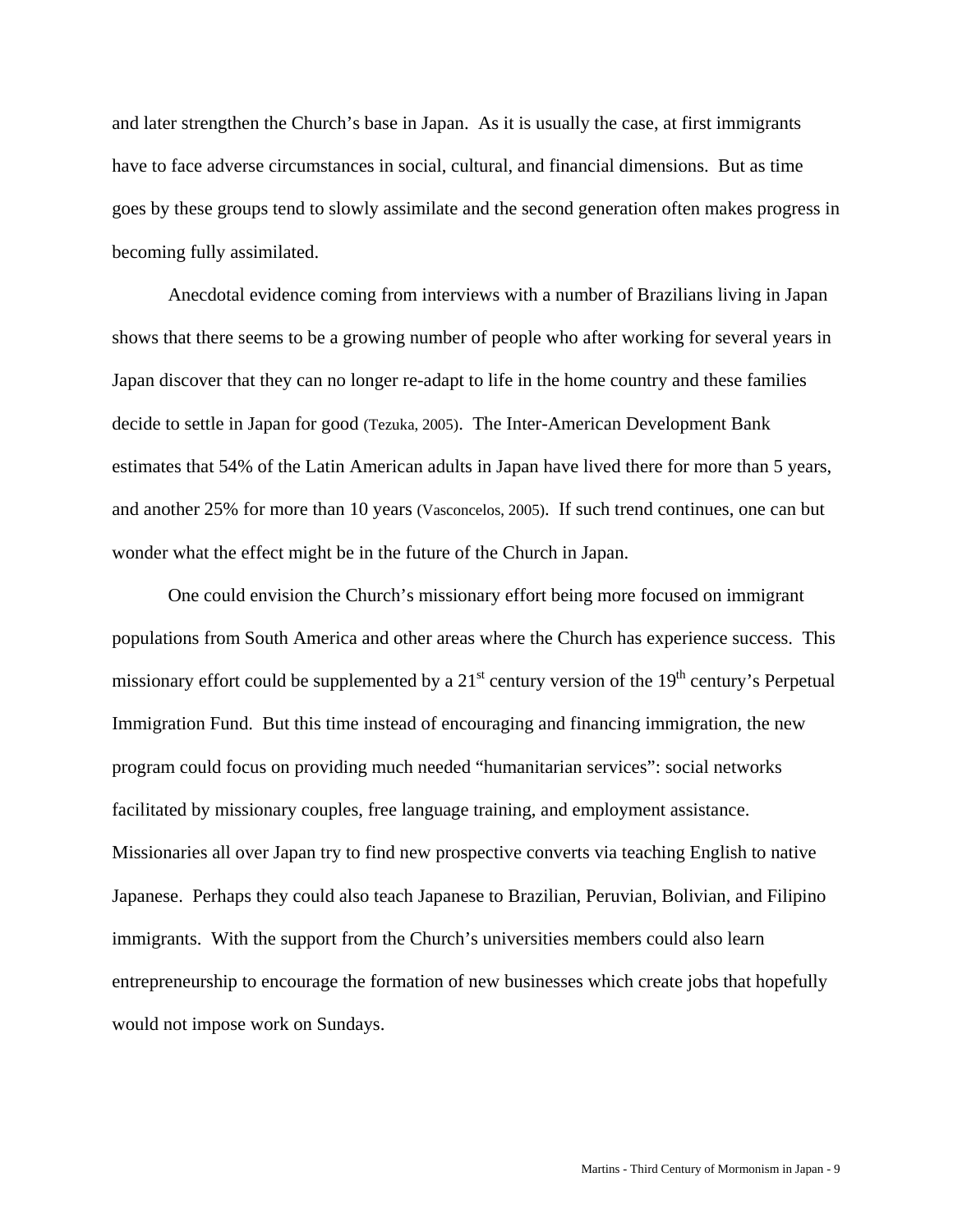and later strengthen the Church's base in Japan. As it is usually the case, at first immigrants have to face adverse circumstances in social, cultural, and financial dimensions. But as time goes by these groups tend to slowly assimilate and the second generation often makes progress in becoming fully assimilated.

Anecdotal evidence coming from interviews with a number of Brazilians living in Japan shows that there seems to be a growing number of people who after working for several years in Japan discover that they can no longer re-adapt to life in the home country and these families decide to settle in Japan for good (Tezuka, 2005). The Inter-American Development Bank estimates that 54% of the Latin American adults in Japan have lived there for more than 5 years, and another 25% for more than 10 years (Vasconcelos, 2005). If such trend continues, one can but wonder what the effect might be in the future of the Church in Japan.

One could envision the Church's missionary effort being more focused on immigrant populations from South America and other areas where the Church has experience success. This missionary effort could be supplemented by a 21st century version of the 19th century's Perpetual Immigration Fund. But this time instead of encouraging and financing immigration, the new program could focus on providing much needed "humanitarian services": social networks facilitated by missionary couples, free language training, and employment assistance. Missionaries all over Japan try to find new prospective converts via teaching English to native Japanese. Perhaps they could also teach Japanese to Brazilian, Peruvian, Bolivian, and Filipino immigrants. With the support from the Church's universities members could also learn entrepreneurship to encourage the formation of new businesses which create jobs that hopefully would not impose work on Sundays.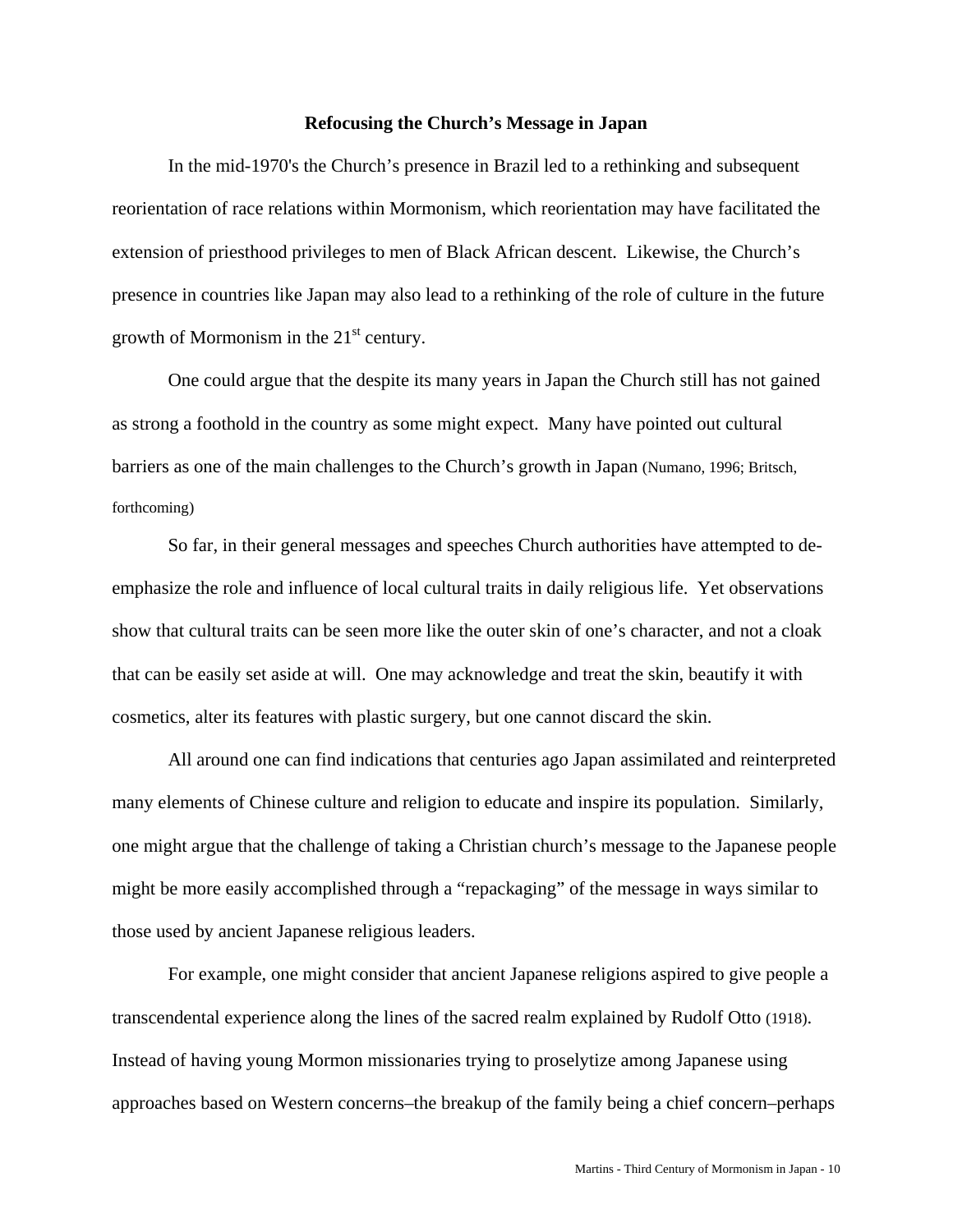**Refocusing the Church's Message in Japan**

In the mid-1970's the Church's presence in Brazil led to a rethinking and subsequent reorientation of race relations within Mormonism, which reorientation may have facilitated the extension of priesthood privileges to men of Black African descent. Likewise, the Church's presence in countries like Japan may also lead to a rethinking of the role of culture in the future growth of Mormonism in the 21st century.

One could argue that the despite its many years in Japan the Church still has not gained as strong a foothold in the country as some might expect. Many have pointed out cultural barriers as one of the main challenges to the Church's growth in Japan (Numano, 1996; Britsch, forthcoming)

So far, in their general messages and speeches Church authorities have attempted to de-emphasize the role and influence of local cultural traits in daily religious life. Yet observations show that cultural traits can be seen more like the outer skin of one's character, and not a cloak that can be easily set aside at will. One may acknowledge and treat the skin, beautify it with cosmetics, alter its features with plastic surgery, but one cannot discard the skin.

All around one can find indications that centuries ago Japan assimilated and reinterpreted many elements of Chinese culture and religion to educate and inspire its population. Similarly, one might argue that the challenge of taking a Christian church's message to the Japanese people might be more easily accomplished through a "repackaging" of the message in ways similar to those used by ancient Japanese religious leaders.

For example, one might consider that ancient Japanese religions aspired to give people a transcendental experience along the lines of the sacred realm explained by Rudolf Otto (1918). Instead of having young Mormon missionaries trying to proselytize among Japanese using approaches based on Western concerns–the breakup of the family being a chief concern–perhaps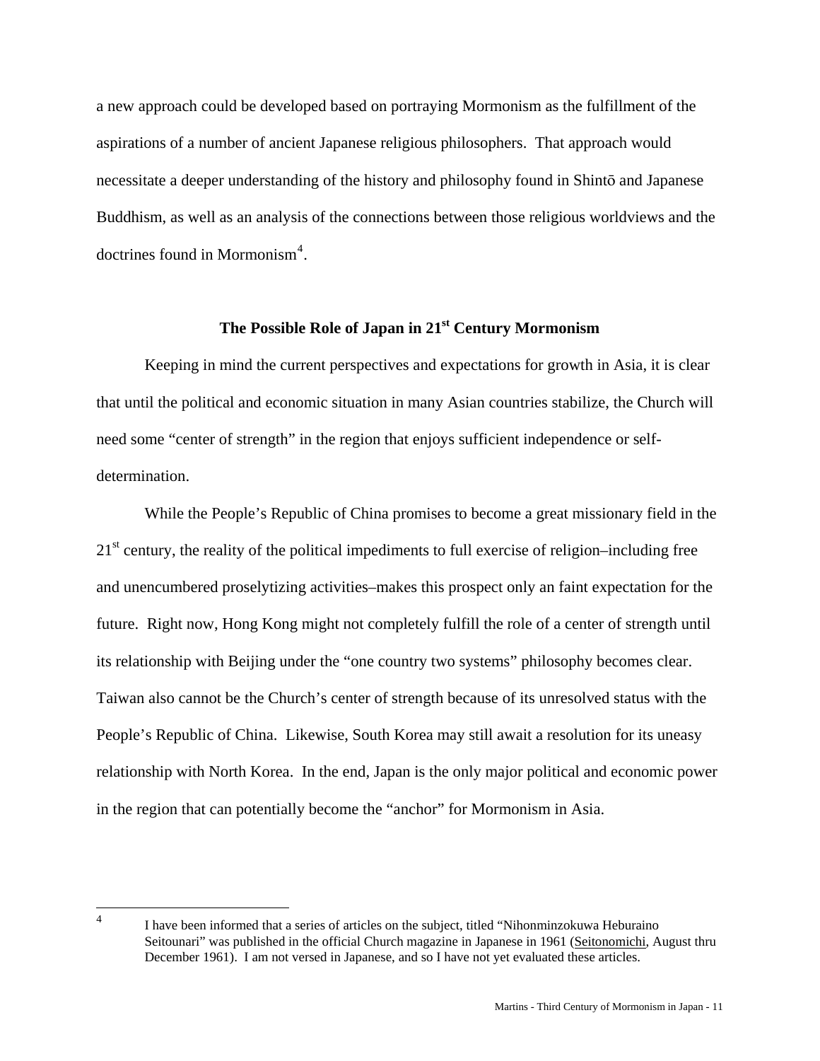a new approach could be developed based on portraying Mormonism as the fulfillment of the aspirations of a number of ancient Japanese religious philosophers. That approach would necessitate a deeper understanding of the history and philosophy found in Shintō and Japanese Buddhism, as well as an analysis of the connections between those religious worldviews and the doctrines found in Mormonism[4].

## The Possible Role of Japan in 21st Century Mormonism

Keeping in mind the current perspectives and expectations for growth in Asia, it is clear that until the political and economic situation in many Asian countries stabilize, the Church will need some "center of strength" in the region that enjoys sufficient independence or self-determination.

While the People's Republic of China promises to become a great missionary field in the 21st century, the reality of the political impediments to full exercise of religion–including free and unencumbered proselytizing activities–makes this prospect only an faint expectation for the future. Right now, Hong Kong might not completely fulfill the role of a center of strength until its relationship with Beijing under the "one country two systems" philosophy becomes clear. Taiwan also cannot be the Church's center of strength because of its unresolved status with the People's Republic of China. Likewise, South Korea may still await a resolution for its uneasy relationship with North Korea. In the end, Japan is the only major political and economic power in the region that can potentially become the "anchor" for Mormonism in Asia.

---

[4] I have been informed that a series of articles on the subject, titled "Nihonminzokuwa Heburaino Seitounari" was published in the official Church magazine in Japanese in 1961 (Seitonomichi, August thru December 1961). I am not versed in Japanese, and so I have not yet evaluated these articles.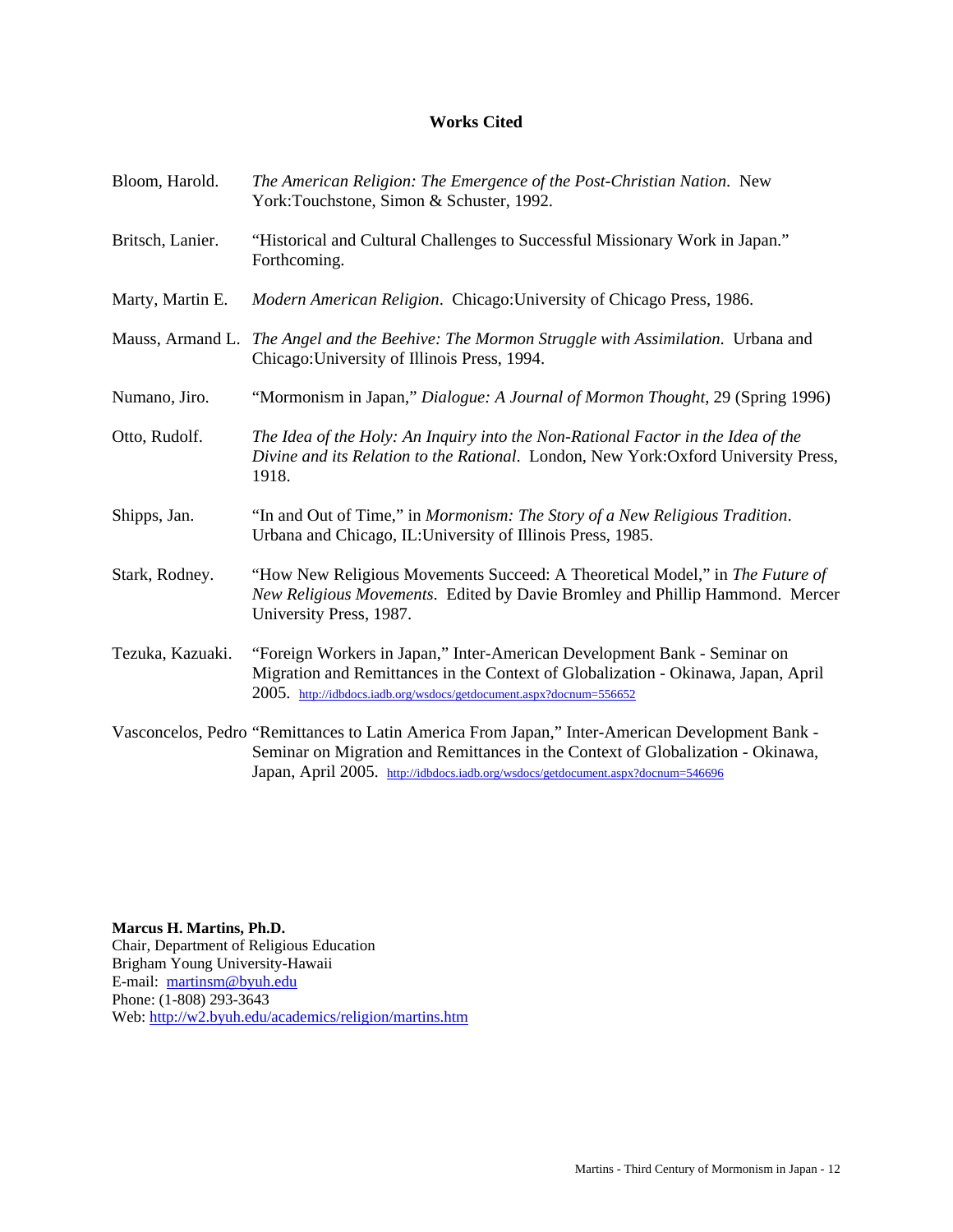## Works Cited

Bloom, Harold. *The American Religion: The Emergence of the Post-Christian Nation*. New York:Touchstone, Simon & Schuster, 1992.

Britsch, Lanier. "Historical and Cultural Challenges to Successful Missionary Work in Japan." Forthcoming.

Marty, Martin E. *Modern American Religion*. Chicago:University of Chicago Press, 1986.

Mauss, Armand L. *The Angel and the Beehive: The Mormon Struggle with Assimilation*. Urbana and Chicago:University of Illinois Press, 1994.

Numano, Jiro. "Mormonism in Japan," *Dialogue: A Journal of Mormon Thought*, 29 (Spring 1996)

Otto, Rudolf. *The Idea of the Holy: An Inquiry into the Non-Rational Factor in the Idea of the Divine and its Relation to the Rational*. London, New York:Oxford University Press, 1918.

Shipps, Jan. "In and Out of Time," in *Mormonism: The Story of a New Religious Tradition*. Urbana and Chicago, IL:University of Illinois Press, 1985.

Stark, Rodney. "How New Religious Movements Succeed: A Theoretical Model," in *The Future of New Religious Movements*. Edited by Davie Bromley and Phillip Hammond. Mercer University Press, 1987.

Tezuka, Kazuaki. "Foreign Workers in Japan," Inter-American Development Bank - Seminar on Migration and Remittances in the Context of Globalization - Okinawa, Japan, April 2005. http://idbdocs.iadb.org/wsdocs/getdocument.aspx?docnum=556652

Vasconcelos, Pedro "Remittances to Latin America From Japan," Inter-American Development Bank - Seminar on Migration and Remittances in the Context of Globalization - Okinawa, Japan, April 2005. http://idbdocs.iadb.org/wsdocs/getdocument.aspx?docnum=546696

**Marcus H. Martins, Ph.D.**
Chair, Department of Religious Education
Brigham Young University-Hawaii
E-mail: martinsm@byuh.edu
Phone: (1-808) 293-3643
Web: http://w2.byuh.edu/academics/religion/martins.htm